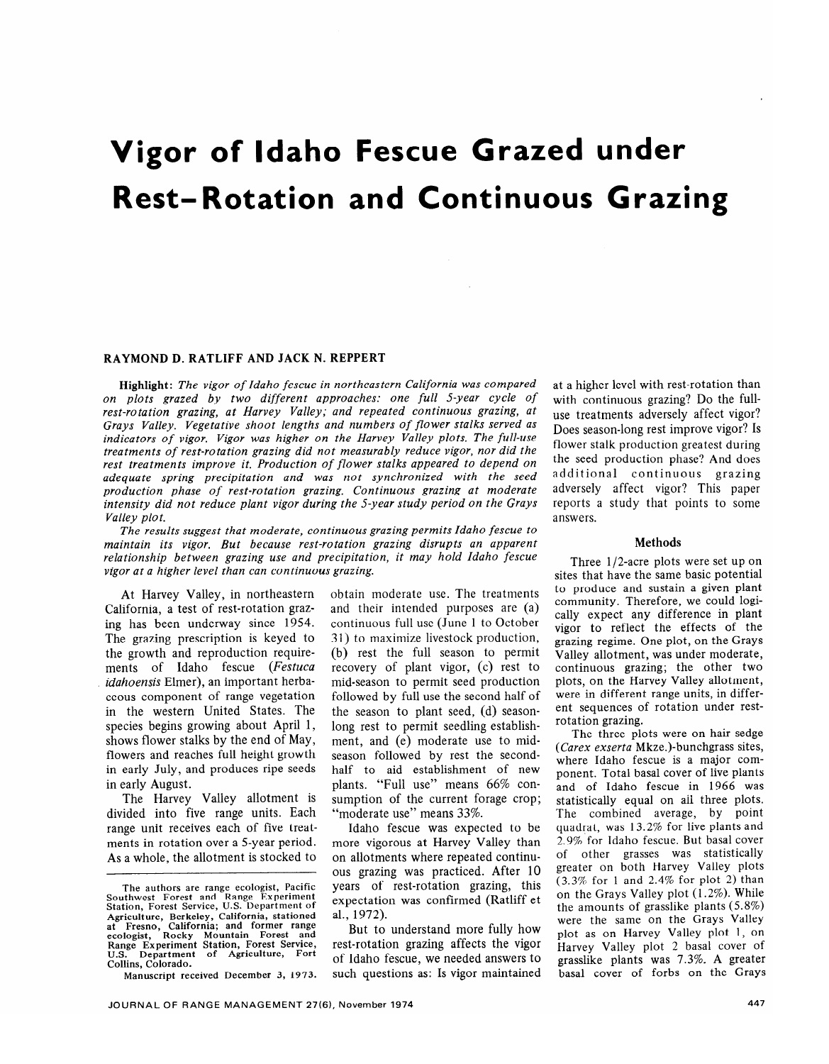# Vigor of Idaho Fescue Grazed under Rest–Rotation and Continuous Grazing

RAYMOND D. RATLIFF AND JACK N. REPPERT

**Highlight:** *The vigor of Idaho fescue in northeastern California was compared on plots grazed by two different approaches: one full 5-year cycle of rest-rotation grazing, at Harvey Valley; and repeated continuous grazing, at Grays Valley. Vegetative shoot lengths and numbers of flower stalks served as indicators of vigor. Vigor was higher on the Harvey Valley plots. The full-use treatments of rest-rotation grazing did not measurably reduce vigor, nor did the rest treatments improve it. Production of flower stalks appeared to depend on adequate spring precipitation and was not synchronized with the seed production phase of rest-rotation grazing. Continuous grazing at moderate intensity did not reduce plant vigor during the 5-year study period on the Grays Valley plot.*

*The results suggest that moderate, continuous grazing permits Idaho fescue to maintain its vigor. But because rest-rotation grazing disrupts an apparent relationship between grazing use and precipitation, it may hold Idaho fescue vigor at a higher level than can continuous grazing.*

At Harvey Valley, in northeastern California, a test of rest-rotation grazing has been underway since 1954. The grazing prescription is keyed to the growth and reproduction requirements of Idaho fescue (*Festuca idahoensis* Elmer), an important herbaceous component of range vegetation in the western United States. The species begins growing about April 1, shows flower stalks by the end of May, flowers and reaches full height growth in early July, and produces ripe seeds in early August.

The Harvey Valley allotment is divided into five range units. Each range unit receives each of five treatments in rotation over a 5-year period. As a whole, the allotment is stocked to obtain moderate use. The treatments and their intended purposes are (a) continuous full use (June 1 to October 31) to maximize livestock production, (b) rest the full season to permit recovery of plant vigor, (c) rest to mid-season to permit seed production followed by full use the second half of the season to plant seed, (d) season-long rest to permit seedling establishment, and (e) moderate use to mid-season followed by rest the second-half to aid establishment of new plants. "Full use" means 66% consumption of the current forage crop; "moderate use" means 33%.

Idaho fescue was expected to be more vigorous at Harvey Valley than on allotments where repeated continuous grazing was practiced. After 10 years of rest-rotation grazing, this expectation was confirmed (Ratliff et al., 1972).

But to understand more fully how rest-rotation grazing affects the vigor of Idaho fescue, we needed answers to such questions as: Is vigor maintained at a higher level with rest-rotation than with continuous grazing? Do the full-use treatments adversely affect vigor? Does season-long rest improve vigor? Is flower stalk production greatest during the seed production phase? And does additional continuous grazing adversely affect vigor? This paper reports a study that points to some answers.

The authors are range ecologist, Pacific Southwest Forest and Range Experiment Station, Forest Service, U.S. Department of Agriculture, Berkeley, California, stationed at Fresno, California; and former range ecologist, Rocky Mountain Forest and Range Experiment Station, Forest Service, U.S. Department of Agriculture, Fort Collins, Colorado.

Manuscript received December 3, 1973.

## Methods

Three 1/2-acre plots were set up on sites that have the same basic potential to produce and sustain a given plant community. Therefore, we could logically expect any difference in plant vigor to reflect the effects of the grazing regime. One plot, on the Grays Valley allotment, was under moderate, continuous grazing; the other two plots, on the Harvey Valley allotment, were in different range units, in different sequences of rotation under rest-rotation grazing.

The three plots were on hair sedge (*Carex exserta* Mkze.)-bunchgrass sites, where Idaho fescue is a major component. Total basal cover of live plants and of Idaho fescue in 1966 was statistically equal on all three plots. The combined average, by point quadrat, was 13.2% for live plants and 2.9% for Idaho fescue. But basal cover of other grasses was statistically greater on both Harvey Valley plots (3.3% for 1 and 2.4% for plot 2) than on the Grays Valley plot (1.2%). While the amounts of grasslike plants (5.8%) were the same on the Grays Valley plot as on Harvey Valley plot 1, on Harvey Valley plot 2 basal cover of grasslike plants was 7.3%. A greater basal cover of forbs on the Grays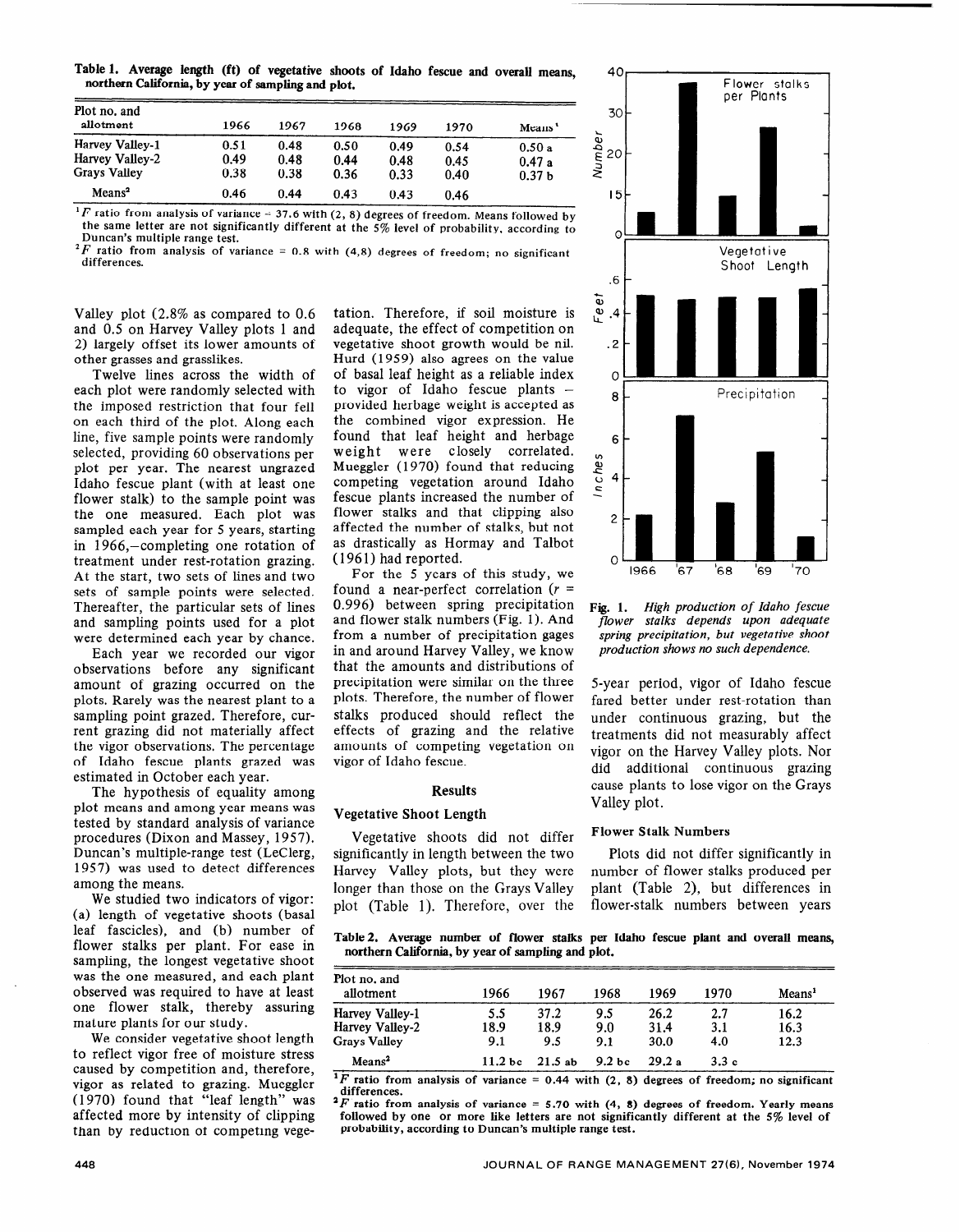**Table 1. Average length (ft) of vegetative shoots of Idaho fescue and overall means, northern California, by year of sampling and plot.**

| Plot no. and allotment | 1966 | 1967 | 1968 | 1969 | 1970 | Means[1] |
|---|---|---|---|---|---|---|
| Harvey Valley-1 | 0.51 | 0.48 | 0.50 | 0.49 | 0.54 | 0.50 a |
| Harvey Valley-2 | 0.49 | 0.48 | 0.44 | 0.48 | 0.45 | 0.47 a |
| Grays Valley | 0.38 | 0.38 | 0.36 | 0.33 | 0.40 | 0.37 b |
| Means[2] | 0.46 | 0.44 | 0.43 | 0.43 | 0.46 | |

[1] $F$ ratio from analysis of variance = 37.6 with (2, 8) degrees of freedom. Means followed by the same letter are not significantly different at the 5% level of probability, according to Duncan's multiple range test.

[2] $F$ ratio from analysis of variance = 0.8 with (4,8) degrees of freedom; no significant differences.

Valley plot (2.8% as compared to 0.6 and 0.5 on Harvey Valley plots 1 and 2) largely offset its lower amounts of other grasses and grasslikes.

Twelve lines across the width of each plot were randomly selected with the imposed restriction that four fell on each third of the plot. Along each line, five sample points were randomly selected, providing 60 observations per plot per year. The nearest ungrazed Idaho fescue plant (with at least one flower stalk) to the sample point was the one measured. Each plot was sampled each year for 5 years, starting in 1966,—completing one rotation of treatment under rest-rotation grazing. At the start, two sets of lines and two sets of sample points were selected. Thereafter, the particular sets of lines and sampling points used for a plot were determined each year by chance.

Each year we recorded our vigor observations before any significant amount of grazing occurred on the plots. Rarely was the nearest plant to a sampling point grazed. Therefore, current grazing did not materially affect the vigor observations. The percentage of Idaho fescue plants grazed was estimated in October each year.

The hypothesis of equality among plot means and among year means was tested by standard analysis of variance procedures (Dixon and Massey, 1957). Duncan's multiple-range test (LeClerg, 1957) was used to detect differences among the means.

We studied two indicators of vigor: (a) length of vegetative shoots (basal leaf fascicles), and (b) number of flower stalks per plant. For ease in sampling, the longest vegetative shoot was the one measured, and each plant observed was required to have at least one flower stalk, thereby assuring mature plants for our study.

We consider vegetative shoot length to reflect vigor free of moisture stress caused by competition and, therefore, vigor as related to grazing. Mueggler (1970) found that "leaf length" was affected more by intensity of clipping than by reduction of competing vegetation. Therefore, if soil moisture is adequate, the effect of competition on vegetative shoot growth would be nil. Hurd (1959) also agrees on the value of basal leaf height as a reliable index to vigor of Idaho fescue plants – provided herbage weight is accepted as the combined vigor expression. He found that leaf height and herbage weight were closely correlated. Mueggler (1970) found that reducing competing vegetation around Idaho fescue plants increased the number of flower stalks and that clipping also affected the number of stalks, but not as drastically as Hormay and Talbot (1961) had reported.

For the 5 years of this study, we found a near-perfect correlation ($r$ = 0.996) between spring precipitation and flower stalk numbers (Fig. 1). And from a number of precipitation gages in and around Harvey Valley, we know that the amounts and distributions of precipitation were similar on the three plots. Therefore, the number of flower stalks produced should reflect the effects of grazing and the relative amounts of competing vegetation on vigor of Idaho fescue.

## Results

### Vegetative Shoot Length

Vegetative shoots did not differ significantly in length between the two Harvey Valley plots, but they were longer than those on the Grays Valley plot (Table 1). Therefore, over the 5-year period, vigor of Idaho fescue fared better under rest-rotation than under continuous grazing, but the treatments did not measurably affect vigor on the Harvey Valley plots. Nor did additional continuous grazing cause plants to lose vigor on the Grays Valley plot.

**Fig. 1.** *High production of Idaho fescue flower stalks depends upon adequate spring precipitation, but vegetative shoot production shows no such dependence.*

### Flower Stalk Numbers

Plots did not differ significantly in number of flower stalks produced per plant (Table 2), but differences in flower-stalk numbers between years

**Table 2. Average number of flower stalks per Idaho fescue plant and overall means, northern California, by year of sampling and plot.**

| Plot no. and allotment | 1966 | 1967 | 1968 | 1969 | 1970 | Means[1] |
|---|---|---|---|---|---|---|
| Harvey Valley-1 | 5.5 | 37.2 | 9.5 | 26.2 | 2.7 | 16.2 |
| Harvey Valley-2 | 18.9 | 18.9 | 9.0 | 31.4 | 3.1 | 16.3 |
| Grays Valley | 9.1 | 9.5 | 9.1 | 30.0 | 4.0 | 12.3 |
| Means[2] | 11.2 bc | 21.5 ab | 9.2 bc | 29.2 a | 3.3 c | |

[1] $F$ ratio from analysis of variance = 0.44 with (2, 8) degrees of freedom; no significant differences.

[2] $F$ ratio from analysis of variance = 5.70 with (4, 8) degrees of freedom. Yearly means followed by one or more like letters are not significantly different at the 5% level of probability, according to Duncan's multiple range test.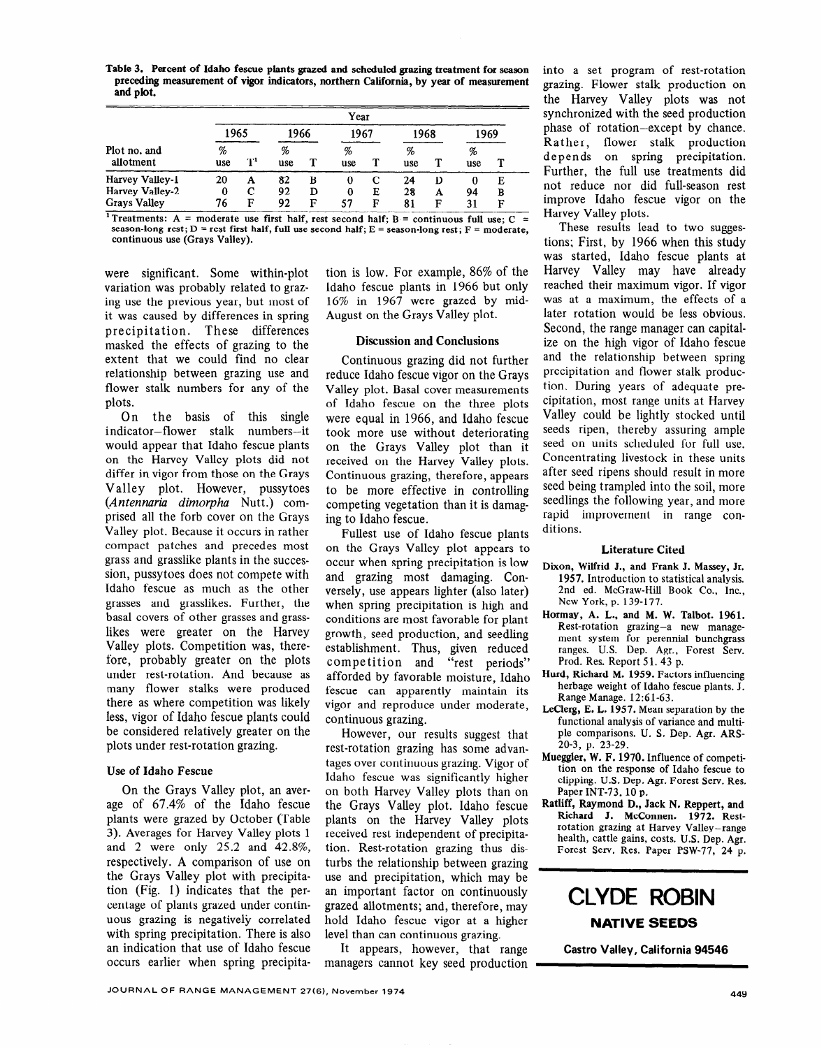**Table 3. Percent of Idaho fescue plants grazed and scheduled grazing treatment for season preceding measurement of vigor indicators, northern California, by year of measurement and plot.**

| Plot no. and allotment | 1965 | | 1966 | | 1967 | | 1968 | | 1969 | |
|---|---|---|---|---|---|---|---|---|---|---|
| | % use | T[1] | % use | T | % use | T | % use | T | % use | T |
| Harvey Valley-1 | 20 | A | 82 | B | 0 | C | 24 | D | 0 | E |
| Harvey Valley-2 | 0 | C | 92 | D | 0 | E | 28 | A | 94 | B |
| Grays Valley | 76 | F | 92 | F | 57 | F | 81 | F | 31 | F |

[1]Treatments: A = moderate use first half, rest second half; B = continuous full use; C = season-long rest; D = rest first half, full use second half; E = season-long rest; F = moderate, continuous use (Grays Valley).

were significant. Some within-plot variation was probably related to grazing use the previous year, but most of it was caused by differences in spring precipitation. These differences masked the effects of grazing to the extent that we could find no clear relationship between grazing use and flower stalk numbers for any of the plots.

On the basis of this single indicator—flower stalk numbers—it would appear that Idaho fescue plants on the Harvey Valley plots did not differ in vigor from those on the Grays Valley plot. However, pussytoes (*Antennaria dimorpha* Nutt.) comprised all the forb cover on the Grays Valley plot. Because it occurs in rather compact patches and precedes most grass and grasslike plants in the succession, pussytoes does not compete with Idaho fescue as much as the other grasses and grasslikes. Further, the basal covers of other grasses and grasslikes were greater on the Harvey Valley plots. Competition was, therefore, probably greater on the plots under rest-rotation. And because as many flower stalks were produced there as where competition was likely less, vigor of Idaho fescue plants could be considered relatively greater on the plots under rest-rotation grazing.

### Use of Idaho Fescue

On the Grays Valley plot, an average of 67.4% of the Idaho fescue plants were grazed by October (Table 3). Averages for Harvey Valley plots 1 and 2 were only 25.2 and 42.8%, respectively. A comparison of use on the Grays Valley plot with precipitation (Fig. 1) indicates that the percentage of plants grazed under continuous grazing is negatively correlated with spring precipitation. There is also an indication that use of Idaho fescue occurs earlier when spring precipitation is low. For example, 86% of the Idaho fescue plants in 1966 but only 16% in 1967 were grazed by mid-August on the Grays Valley plot.

## Discussion and Conclusions

Continuous grazing did not further reduce Idaho fescue vigor on the Grays Valley plot. Basal cover measurements of Idaho fescue on the three plots were equal in 1966, and Idaho fescue took more use without deteriorating on the Grays Valley plot than it received on the Harvey Valley plots. Continuous grazing, therefore, appears to be more effective in controlling competing vegetation than it is damaging to Idaho fescue.

Fullest use of Idaho fescue plants on the Grays Valley plot appears to occur when spring precipitation is low and grazing most damaging. Conversely, use appears lighter (also later) when spring precipitation is high and conditions are most favorable for plant growth, seed production, and seedling establishment. Thus, given reduced competition and "rest periods" afforded by favorable moisture, Idaho fescue can apparently maintain its vigor and reproduce under moderate, continuous grazing.

However, our results suggest that rest-rotation grazing has some advantages over continuous grazing. Vigor of Idaho fescue was significantly higher on both Harvey Valley plots than on the Grays Valley plot. Idaho fescue plants on the Harvey Valley plots received rest independent of precipitation. Rest-rotation grazing thus disturbs the relationship between grazing use and precipitation, which may be an important factor on continuously grazed allotments; and, therefore, may hold Idaho fescue vigor at a higher level than can continuous grazing.

It appears, however, that range managers cannot key seed production into a set program of rest-rotation grazing. Flower stalk production on the Harvey Valley plots was not synchronized with the seed production phase of rotation—except by chance. Rather, flower stalk production depends on spring precipitation. Further, the full use treatments did not reduce nor did full-season rest improve Idaho fescue vigor on the Harvey Valley plots.

These results lead to two suggestions; First, by 1966 when this study was started, Idaho fescue plants at Harvey Valley may have already reached their maximum vigor. If vigor was at a maximum, the effects of a later rotation would be less obvious. Second, the range manager can capitalize on the high vigor of Idaho fescue and the relationship between spring precipitation and flower stalk production. During years of adequate precipitation, most range units at Harvey Valley could be lightly stocked until seeds ripen, thereby assuring ample seed on units scheduled for full use. Concentrating livestock in these units after seed ripens should result in more seed being trampled into the soil, more seedlings the following year, and more rapid improvement in range conditions.

## Literature Cited

**Dixon, Wilfrid J., and Frank J. Massey, Jr. 1957.** Introduction to statistical analysis. 2nd ed. McGraw-Hill Book Co., Inc., New York, p. 139-177.

**Hormay, A. L., and M. W. Talbot. 1961.** Rest-rotation grazing—a new management system for perennial bunchgrass ranges. U.S. Dep. Agr., Forest Serv. Prod. Res. Report 51. 43 p.

**Hurd, Richard M. 1959.** Factors influencing herbage weight of Idaho fescue plants. J. Range Manage. 12:61-63.

**LeClerg, E. L. 1957.** Mean separation by the functional analysis of variance and multiple comparisons. U. S. Dep. Agr. ARS-20-3, p. 23-29.

**Mueggler, W. F. 1970.** Influence of competition on the response of Idaho fescue to clipping. U.S. Dep. Agr. Forest Serv. Res. Paper INT-73. 10 p.

**Ratliff, Raymond D., Jack N. Reppert, and Richard J. McConnen. 1972.** Rest-rotation grazing at Harvey Valley—range health, cattle gains, costs. U.S. Dep. Agr. Forest Serv. Res. Paper PSW-77, 24 p.

**CLYDE ROBIN**

**NATIVE SEEDS**

**Castro Valley, California 94546**